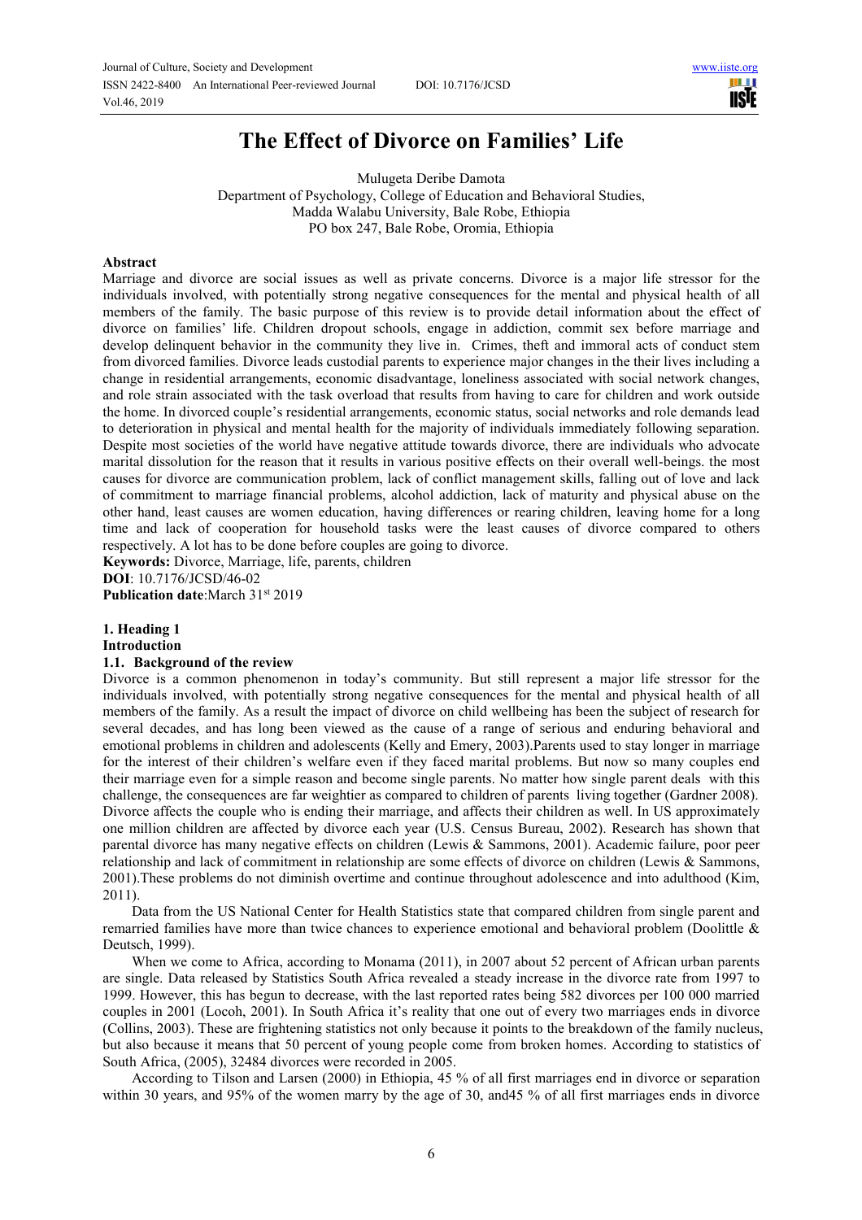# The Effect of Divorce on Families' Life

Mulugeta Deribe Damota
Department of Psychology, College of Education and Behavioral Studies,
Madda Walabu University, Bale Robe, Ethiopia
PO box 247, Bale Robe, Oromia, Ethiopia

## Abstract

Marriage and divorce are social issues as well as private concerns. Divorce is a major life stressor for the individuals involved, with potentially strong negative consequences for the mental and physical health of all members of the family. The basic purpose of this review is to provide detail information about the effect of divorce on families' life. Children dropout schools, engage in addiction, commit sex before marriage and develop delinquent behavior in the community they live in. Crimes, theft and immoral acts of conduct stem from divorced families. Divorce leads custodial parents to experience major changes in the their lives including a change in residential arrangements, economic disadvantage, loneliness associated with social network changes, and role strain associated with the task overload that results from having to care for children and work outside the home. In divorced couple's residential arrangements, economic status, social networks and role demands lead to deterioration in physical and mental health for the majority of individuals immediately following separation. Despite most societies of the world have negative attitude towards divorce, there are individuals who advocate marital dissolution for the reason that it results in various positive effects on their overall well-beings. the most causes for divorce are communication problem, lack of conflict management skills, falling out of love and lack of commitment to marriage financial problems, alcohol addiction, lack of maturity and physical abuse on the other hand, least causes are women education, having differences or rearing children, leaving home for a long time and lack of cooperation for household tasks were the least causes of divorce compared to others respectively. A lot has to be done before couples are going to divorce.

**Keywords:** Divorce, Marriage, life, parents, children

**DOI**: 10.7176/JCSD/46-02

**Publication date**:March 31st 2019

## 1. Heading 1

## Introduction

### 1.1. Background of the review

Divorce is a common phenomenon in today's community. But still represent a major life stressor for the individuals involved, with potentially strong negative consequences for the mental and physical health of all members of the family. As a result the impact of divorce on child wellbeing has been the subject of research for several decades, and has long been viewed as the cause of a range of serious and enduring behavioral and emotional problems in children and adolescents (Kelly and Emery, 2003).Parents used to stay longer in marriage for the interest of their children's welfare even if they faced marital problems. But now so many couples end their marriage even for a simple reason and become single parents. No matter how single parent deals with this challenge, the consequences are far weightier as compared to children of parents living together (Gardner 2008). Divorce affects the couple who is ending their marriage, and affects their children as well. In US approximately one million children are affected by divorce each year (U.S. Census Bureau, 2002). Research has shown that parental divorce has many negative effects on children (Lewis & Sammons, 2001). Academic failure, poor peer relationship and lack of commitment in relationship are some effects of divorce on children (Lewis & Sammons, 2001).These problems do not diminish overtime and continue throughout adolescence and into adulthood (Kim, 2011).

Data from the US National Center for Health Statistics state that compared children from single parent and remarried families have more than twice chances to experience emotional and behavioral problem (Doolittle & Deutsch, 1999).

When we come to Africa, according to Monama (2011), in 2007 about 52 percent of African urban parents are single. Data released by Statistics South Africa revealed a steady increase in the divorce rate from 1997 to 1999. However, this has begun to decrease, with the last reported rates being 582 divorces per 100 000 married couples in 2001 (Locoh, 2001). In South Africa it's reality that one out of every two marriages ends in divorce (Collins, 2003). These are frightening statistics not only because it points to the breakdown of the family nucleus, but also because it means that 50 percent of young people come from broken homes. According to statistics of South Africa, (2005), 32484 divorces were recorded in 2005.

According to Tilson and Larsen (2000) in Ethiopia, 45 % of all first marriages end in divorce or separation within 30 years, and 95% of the women marry by the age of 30, and45 % of all first marriages ends in divorce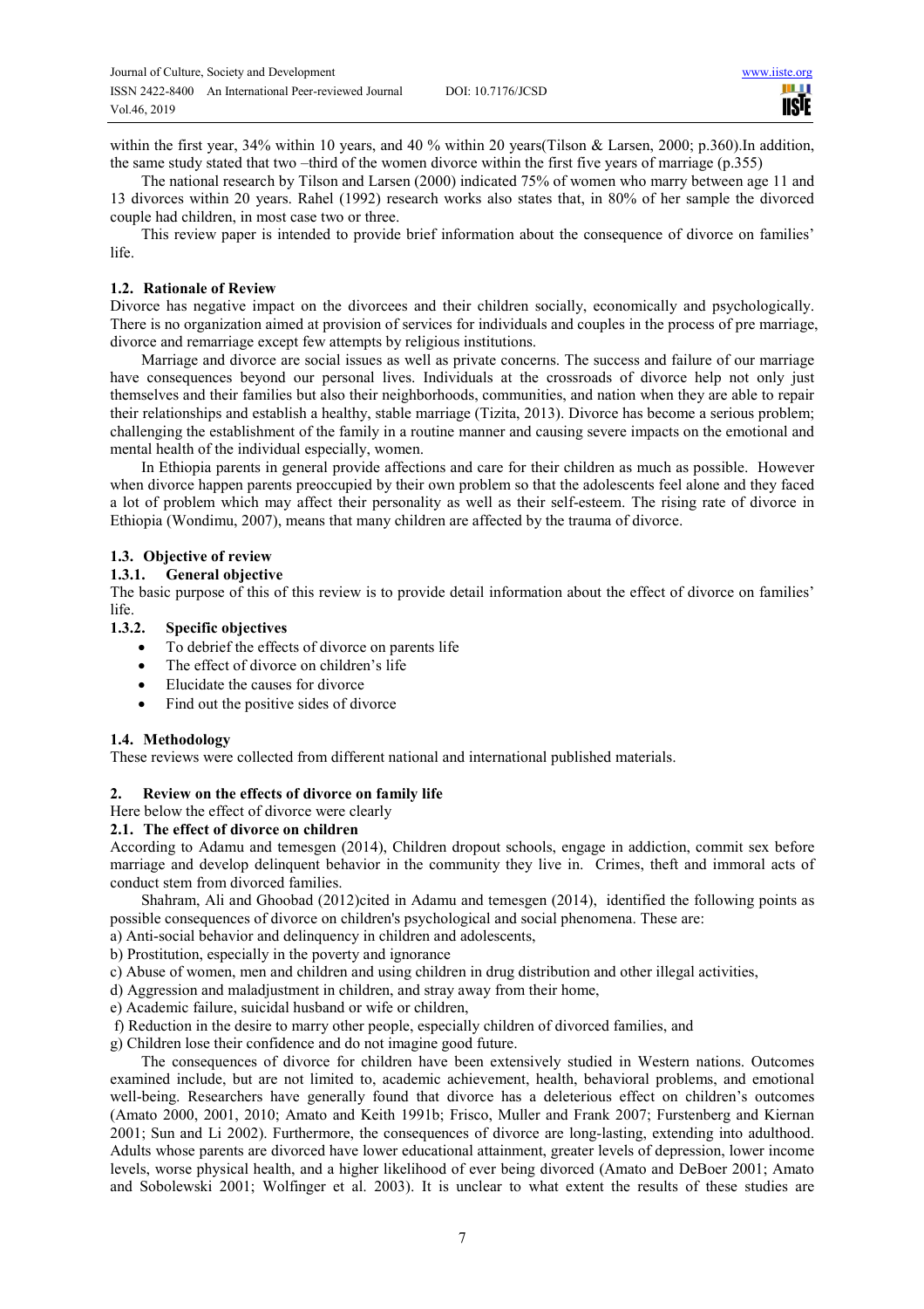within the first year, 34% within 10 years, and 40 % within 20 years(Tilson & Larsen, 2000; p.360).In addition, the same study stated that two –third of the women divorce within the first five years of marriage (p.355)

The national research by Tilson and Larsen (2000) indicated 75% of women who marry between age 11 and 13 divorces within 20 years. Rahel (1992) research works also states that, in 80% of her sample the divorced couple had children, in most case two or three.

This review paper is intended to provide brief information about the consequence of divorce on families' life.

### 1.2. Rationale of Review

Divorce has negative impact on the divorcees and their children socially, economically and psychologically. There is no organization aimed at provision of services for individuals and couples in the process of pre marriage, divorce and remarriage except few attempts by religious institutions.

Marriage and divorce are social issues as well as private concerns. The success and failure of our marriage have consequences beyond our personal lives. Individuals at the crossroads of divorce help not only just themselves and their families but also their neighborhoods, communities, and nation when they are able to repair their relationships and establish a healthy, stable marriage (Tizita, 2013). Divorce has become a serious problem; challenging the establishment of the family in a routine manner and causing severe impacts on the emotional and mental health of the individual especially, women.

In Ethiopia parents in general provide affections and care for their children as much as possible. However when divorce happen parents preoccupied by their own problem so that the adolescents feel alone and they faced a lot of problem which may affect their personality as well as their self-esteem. The rising rate of divorce in Ethiopia (Wondimu, 2007), means that many children are affected by the trauma of divorce.

### 1.3. Objective of review

#### 1.3.1. General objective

The basic purpose of this of this review is to provide detail information about the effect of divorce on families' life.

#### 1.3.2. Specific objectives

- To debrief the effects of divorce on parents life
- The effect of divorce on children's life
- Elucidate the causes for divorce
- Find out the positive sides of divorce

### 1.4. Methodology

These reviews were collected from different national and international published materials.

## 2. Review on the effects of divorce on family life

Here below the effect of divorce were clearly

### 2.1. The effect of divorce on children

According to Adamu and temesgen (2014), Children dropout schools, engage in addiction, commit sex before marriage and develop delinquent behavior in the community they live in. Crimes, theft and immoral acts of conduct stem from divorced families.

Shahram, Ali and Ghoobad (2012)cited in Adamu and temesgen (2014), identified the following points as possible consequences of divorce on children's psychological and social phenomena. These are:

a) Anti-social behavior and delinquency in children and adolescents,

b) Prostitution, especially in the poverty and ignorance

c) Abuse of women, men and children and using children in drug distribution and other illegal activities,

d) Aggression and maladjustment in children, and stray away from their home,

e) Academic failure, suicidal husband or wife or children,

f) Reduction in the desire to marry other people, especially children of divorced families, and

g) Children lose their confidence and do not imagine good future.

The consequences of divorce for children have been extensively studied in Western nations. Outcomes examined include, but are not limited to, academic achievement, health, behavioral problems, and emotional well-being. Researchers have generally found that divorce has a deleterious effect on children's outcomes (Amato 2000, 2001, 2010; Amato and Keith 1991b; Frisco, Muller and Frank 2007; Furstenberg and Kiernan 2001; Sun and Li 2002). Furthermore, the consequences of divorce are long-lasting, extending into adulthood. Adults whose parents are divorced have lower educational attainment, greater levels of depression, lower income levels, worse physical health, and a higher likelihood of ever being divorced (Amato and DeBoer 2001; Amato and Sobolewski 2001; Wolfinger et al. 2003). It is unclear to what extent the results of these studies are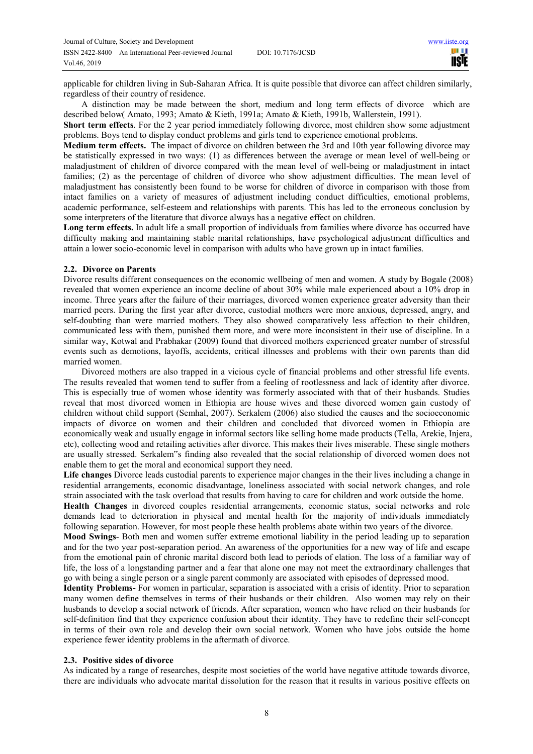applicable for children living in Sub-Saharan Africa. It is quite possible that divorce can affect children similarly, regardless of their country of residence.

A distinction may be made between the short, medium and long term effects of divorce which are described below( Amato, 1993; Amato & Kieth, 1991a; Amato & Kieth, 1991b, Wallerstein, 1991).

**Short term effects**. For the 2 year period immediately following divorce, most children show some adjustment problems. Boys tend to display conduct problems and girls tend to experience emotional problems.

**Medium term effects.** The impact of divorce on children between the 3rd and 10th year following divorce may be statistically expressed in two ways: (1) as differences between the average or mean level of well-being or maladjustment of children of divorce compared with the mean level of well-being or maladjustment in intact families; (2) as the percentage of children of divorce who show adjustment difficulties. The mean level of maladjustment has consistently been found to be worse for children of divorce in comparison with those from intact families on a variety of measures of adjustment including conduct difficulties, emotional problems, academic performance, self-esteem and relationships with parents. This has led to the erroneous conclusion by some interpreters of the literature that divorce always has a negative effect on children.

**Long term effects.** In adult life a small proportion of individuals from families where divorce has occurred have difficulty making and maintaining stable marital relationships, have psychological adjustment difficulties and attain a lower socio-economic level in comparison with adults who have grown up in intact families.

### 2.2. Divorce on Parents

Divorce results different consequences on the economic wellbeing of men and women. A study by Bogale (2008) revealed that women experience an income decline of about 30% while male experienced about a 10% drop in income. Three years after the failure of their marriages, divorced women experience greater adversity than their married peers. During the first year after divorce, custodial mothers were more anxious, depressed, angry, and self-doubting than were married mothers. They also showed comparatively less affection to their children, communicated less with them, punished them more, and were more inconsistent in their use of discipline. In a similar way, Kotwal and Prabhakar (2009) found that divorced mothers experienced greater number of stressful events such as demotions, layoffs, accidents, critical illnesses and problems with their own parents than did married women.

Divorced mothers are also trapped in a vicious cycle of financial problems and other stressful life events. The results revealed that women tend to suffer from a feeling of rootlessness and lack of identity after divorce. This is especially true of women whose identity was formerly associated with that of their husbands. Studies reveal that most divorced women in Ethiopia are house wives and these divorced women gain custody of children without child support (Semhal, 2007). Serkalem (2006) also studied the causes and the socioeconomic impacts of divorce on women and their children and concluded that divorced women in Ethiopia are economically weak and usually engage in informal sectors like selling home made products (Tella, Arekie, Injera, etc), collecting wood and retailing activities after divorce. This makes their lives miserable. These single mothers are usually stressed. Serkalem"s finding also revealed that the social relationship of divorced women does not enable them to get the moral and economical support they need.

**Life changes** Divorce leads custodial parents to experience major changes in the their lives including a change in residential arrangements, economic disadvantage, loneliness associated with social network changes, and role strain associated with the task overload that results from having to care for children and work outside the home.

**Health Changes** in divorced couples residential arrangements, economic status, social networks and role demands lead to deterioration in physical and mental health for the majority of individuals immediately following separation. However, for most people these health problems abate within two years of the divorce.

**Mood Swings**- Both men and women suffer extreme emotional liability in the period leading up to separation and for the two year post-separation period. An awareness of the opportunities for a new way of life and escape from the emotional pain of chronic marital discord both lead to periods of elation. The loss of a familiar way of life, the loss of a longstanding partner and a fear that alone one may not meet the extraordinary challenges that go with being a single person or a single parent commonly are associated with episodes of depressed mood.

**Identity Problems-** For women in particular, separation is associated with a crisis of identity. Prior to separation many women define themselves in terms of their husbands or their children. Also women may rely on their husbands to develop a social network of friends. After separation, women who have relied on their husbands for self-definition find that they experience confusion about their identity. They have to redefine their self-concept in terms of their own role and develop their own social network. Women who have jobs outside the home experience fewer identity problems in the aftermath of divorce.

### 2.3. Positive sides of divorce

As indicated by a range of researches, despite most societies of the world have negative attitude towards divorce, there are individuals who advocate marital dissolution for the reason that it results in various positive effects on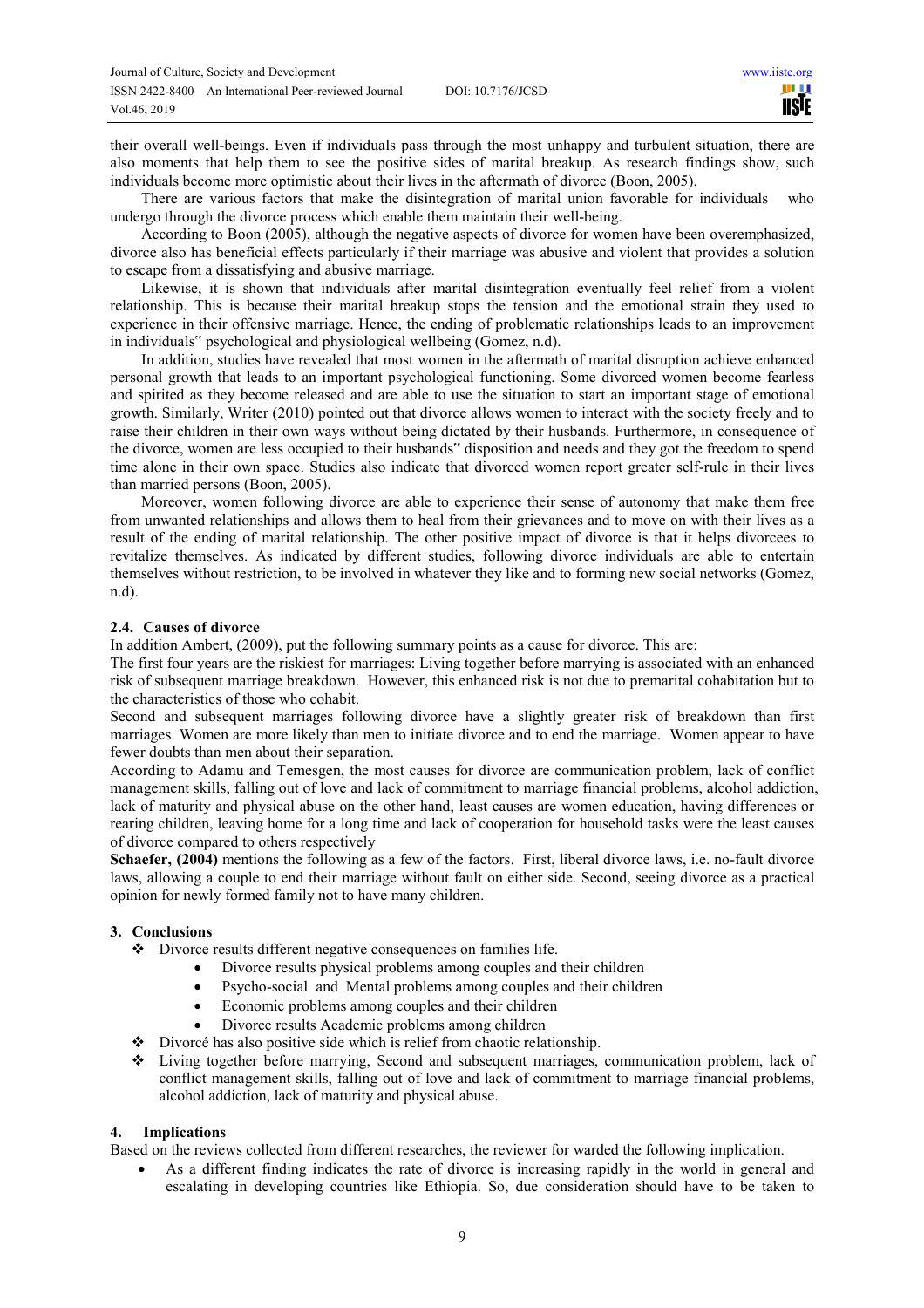their overall well-beings. Even if individuals pass through the most unhappy and turbulent situation, there are also moments that help them to see the positive sides of marital breakup. As research findings show, such individuals become more optimistic about their lives in the aftermath of divorce (Boon, 2005).

There are various factors that make the disintegration of marital union favorable for individuals who undergo through the divorce process which enable them maintain their well-being.

According to Boon (2005), although the negative aspects of divorce for women have been overemphasized, divorce also has beneficial effects particularly if their marriage was abusive and violent that provides a solution to escape from a dissatisfying and abusive marriage.

Likewise, it is shown that individuals after marital disintegration eventually feel relief from a violent relationship. This is because their marital breakup stops the tension and the emotional strain they used to experience in their offensive marriage. Hence, the ending of problematic relationships leads to an improvement in individuals" psychological and physiological wellbeing (Gomez, n.d).

In addition, studies have revealed that most women in the aftermath of marital disruption achieve enhanced personal growth that leads to an important psychological functioning. Some divorced women become fearless and spirited as they become released and are able to use the situation to start an important stage of emotional growth. Similarly, Writer (2010) pointed out that divorce allows women to interact with the society freely and to raise their children in their own ways without being dictated by their husbands. Furthermore, in consequence of the divorce, women are less occupied to their husbands" disposition and needs and they got the freedom to spend time alone in their own space. Studies also indicate that divorced women report greater self-rule in their lives than married persons (Boon, 2005).

Moreover, women following divorce are able to experience their sense of autonomy that make them free from unwanted relationships and allows them to heal from their grievances and to move on with their lives as a result of the ending of marital relationship. The other positive impact of divorce is that it helps divorcees to revitalize themselves. As indicated by different studies, following divorce individuals are able to entertain themselves without restriction, to be involved in whatever they like and to forming new social networks (Gomez, n.d).

### 2.4. Causes of divorce

In addition Ambert, (2009), put the following summary points as a cause for divorce. This are:

The first four years are the riskiest for marriages: Living together before marrying is associated with an enhanced risk of subsequent marriage breakdown. However, this enhanced risk is not due to premarital cohabitation but to the characteristics of those who cohabit.

Second and subsequent marriages following divorce have a slightly greater risk of breakdown than first marriages. Women are more likely than men to initiate divorce and to end the marriage. Women appear to have fewer doubts than men about their separation.

According to Adamu and Temesgen, the most causes for divorce are communication problem, lack of conflict management skills, falling out of love and lack of commitment to marriage financial problems, alcohol addiction, lack of maturity and physical abuse on the other hand, least causes are women education, having differences or rearing children, leaving home for a long time and lack of cooperation for household tasks were the least causes of divorce compared to others respectively

**Schaefer, (2004)** mentions the following as a few of the factors. First, liberal divorce laws, i.e. no-fault divorce laws, allowing a couple to end their marriage without fault on either side. Second, seeing divorce as a practical opinion for newly formed family not to have many children.

## 3. Conclusions

- Divorce results different negative consequences on families life.
  - Divorce results physical problems among couples and their children
  - Psycho-social and Mental problems among couples and their children
  - Economic problems among couples and their children
  - Divorce results Academic problems among children
- Divorcé has also positive side which is relief from chaotic relationship.
- Living together before marrying, Second and subsequent marriages, communication problem, lack of conflict management skills, falling out of love and lack of commitment to marriage financial problems, alcohol addiction, lack of maturity and physical abuse.

## 4. Implications

Based on the reviews collected from different researches, the reviewer for warded the following implication.

- As a different finding indicates the rate of divorce is increasing rapidly in the world in general and escalating in developing countries like Ethiopia. So, due consideration should have to be taken to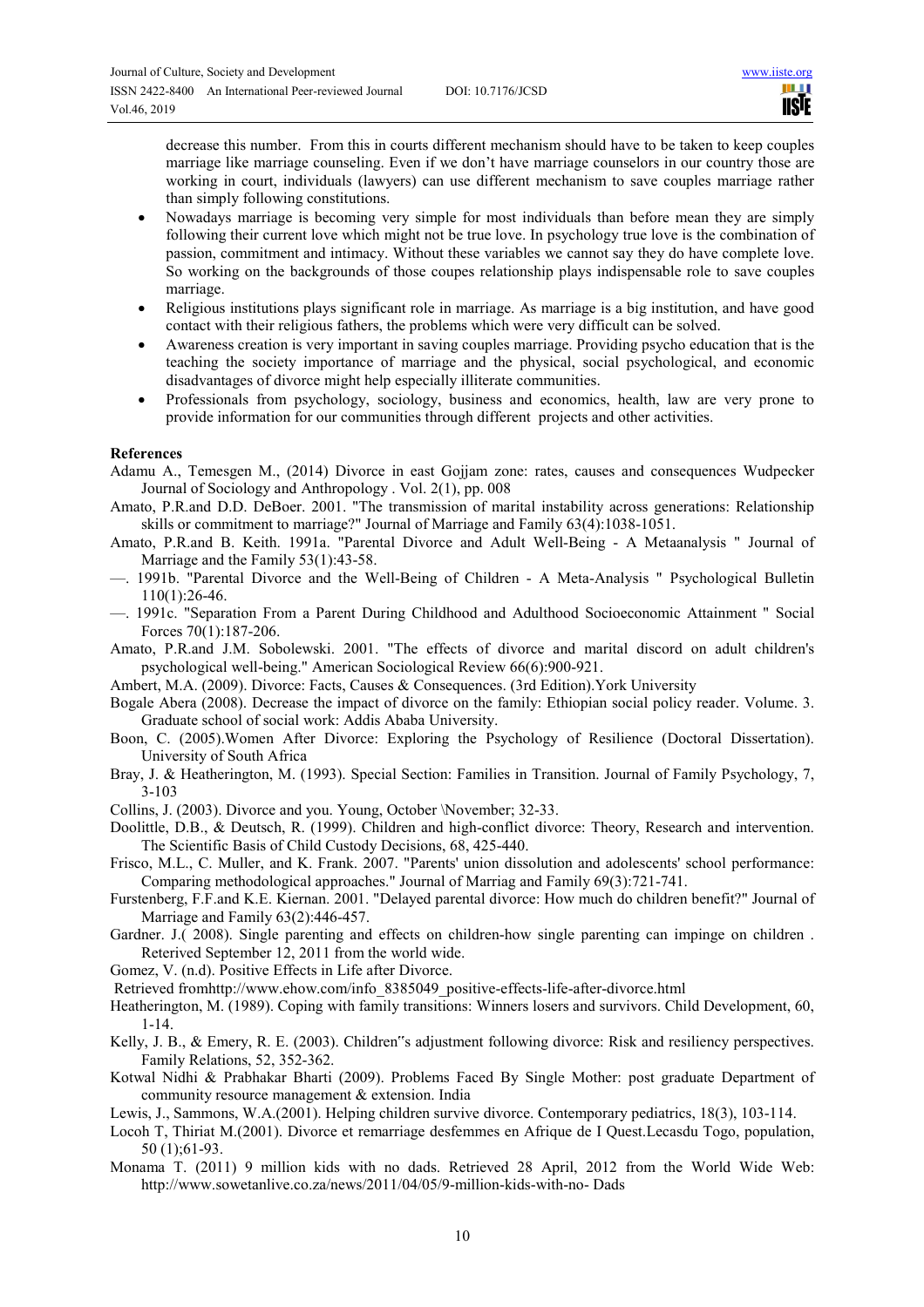decrease this number. From this in courts different mechanism should have to be taken to keep couples marriage like marriage counseling. Even if we don't have marriage counselors in our country those are working in court, individuals (lawyers) can use different mechanism to save couples marriage rather than simply following constitutions.

- Nowadays marriage is becoming very simple for most individuals than before mean they are simply following their current love which might not be true love. In psychology true love is the combination of passion, commitment and intimacy. Without these variables we cannot say they do have complete love. So working on the backgrounds of those coupes relationship plays indispensable role to save couples marriage.
- Religious institutions plays significant role in marriage. As marriage is a big institution, and have good contact with their religious fathers, the problems which were very difficult can be solved.
- Awareness creation is very important in saving couples marriage. Providing psycho education that is the teaching the society importance of marriage and the physical, social psychological, and economic disadvantages of divorce might help especially illiterate communities.
- Professionals from psychology, sociology, business and economics, health, law are very prone to provide information for our communities through different projects and other activities.

**References**

Adamu A., Temesgen M., (2014) Divorce in east Gojjam zone: rates, causes and consequences Wudpecker Journal of Sociology and Anthropology . Vol. 2(1), pp. 008

Amato, P.R.and D.D. DeBoer. 2001. "The transmission of marital instability across generations: Relationship skills or commitment to marriage?" Journal of Marriage and Family 63(4):1038-1051.

Amato, P.R.and B. Keith. 1991a. "Parental Divorce and Adult Well-Being - A Metaanalysis " Journal of Marriage and the Family 53(1):43-58.

—. 1991b. "Parental Divorce and the Well-Being of Children - A Meta-Analysis " Psychological Bulletin 110(1):26-46.

—. 1991c. "Separation From a Parent During Childhood and Adulthood Socioeconomic Attainment " Social Forces 70(1):187-206.

Amato, P.R.and J.M. Sobolewski. 2001. "The effects of divorce and marital discord on adult children's psychological well-being." American Sociological Review 66(6):900-921.

Ambert, M.A. (2009). Divorce: Facts, Causes & Consequences. (3rd Edition).York University

Bogale Abera (2008). Decrease the impact of divorce on the family: Ethiopian social policy reader. Volume. 3. Graduate school of social work: Addis Ababa University.

Boon, C. (2005).Women After Divorce: Exploring the Psychology of Resilience (Doctoral Dissertation). University of South Africa

Bray, J. & Heatherington, M. (1993). Special Section: Families in Transition. Journal of Family Psychology, 7, 3-103

Collins, J. (2003). Divorce and you. Young, October \November; 32-33.

Doolittle, D.B., & Deutsch, R. (1999). Children and high-conflict divorce: Theory, Research and intervention. The Scientific Basis of Child Custody Decisions, 68, 425-440.

Frisco, M.L., C. Muller, and K. Frank. 2007. "Parents' union dissolution and adolescents' school performance: Comparing methodological approaches." Journal of Marriag and Family 69(3):721-741.

Furstenberg, F.F.and K.E. Kiernan. 2001. "Delayed parental divorce: How much do children benefit?" Journal of Marriage and Family 63(2):446-457.

Gardner. J.( 2008). Single parenting and effects on children-how single parenting can impinge on children . Reterived September 12, 2011 from the world wide.

Gomez, V. (n.d). Positive Effects in Life after Divorce.

Retrieved fromhttp://www.ehow.com/info_8385049_positive-effects-life-after-divorce.html

Heatherington, M. (1989). Coping with family transitions: Winners losers and survivors. Child Development, 60, 1-14.

Kelly, J. B., & Emery, R. E. (2003). Children"s adjustment following divorce: Risk and resiliency perspectives. Family Relations, 52, 352-362.

Kotwal Nidhi & Prabhakar Bharti (2009). Problems Faced By Single Mother: post graduate Department of community resource management & extension. India

Lewis, J., Sammons, W.A.(2001). Helping children survive divorce. Contemporary pediatrics, 18(3), 103-114.

Locoh T, Thiriat M.(2001). Divorce et remarriage desfemmes en Afrique de I Quest.Lecasdu Togo, population, 50 (1);61-93.

Monama T. (2011) 9 million kids with no dads. Retrieved 28 April, 2012 from the World Wide Web: http://www.sowetanlive.co.za/news/2011/04/05/9-million-kids-with-no- Dads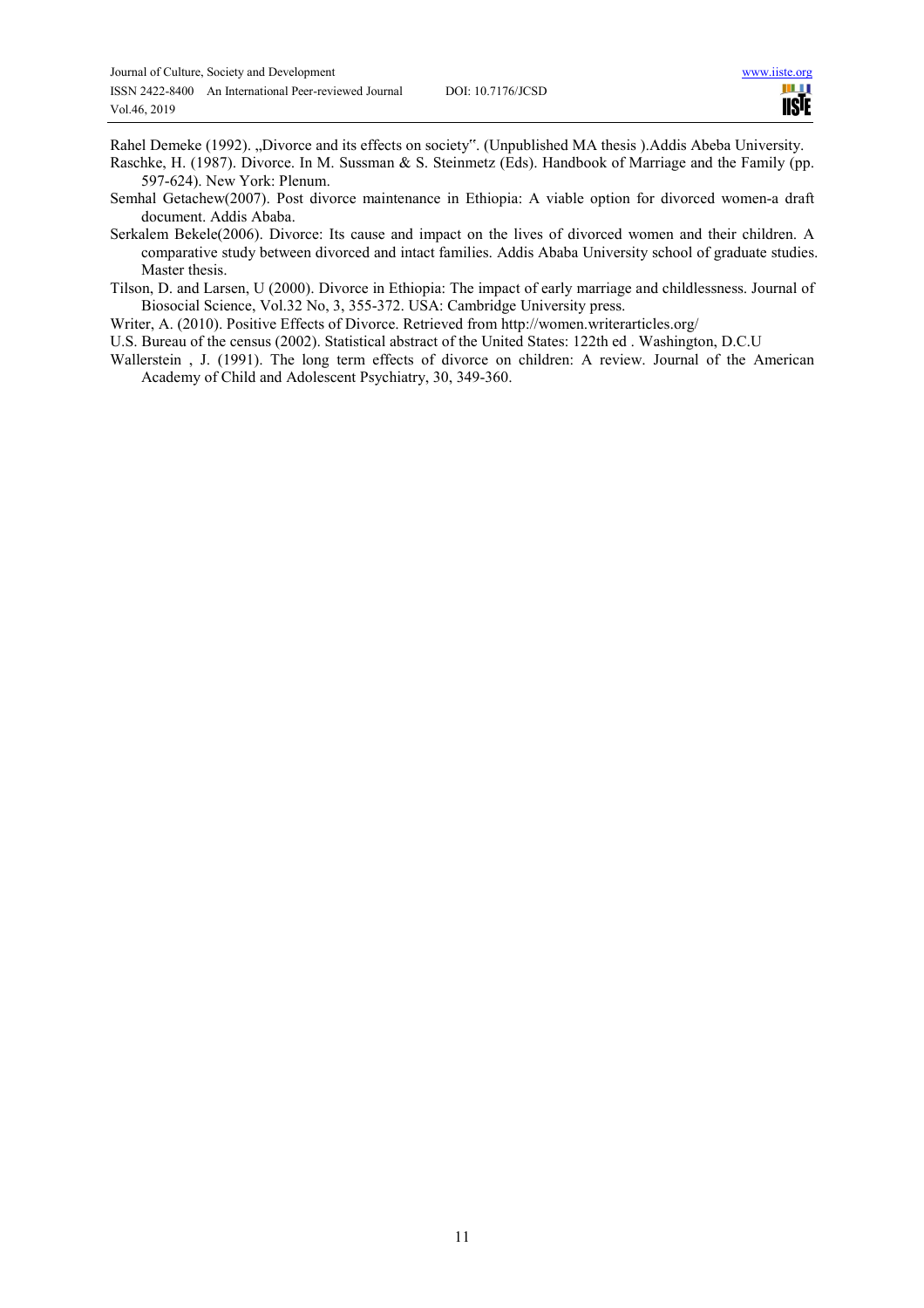Rahel Demeke (1992). „Divorce and its effects on society". (Unpublished MA thesis ).Addis Abeba University.

Raschke, H. (1987). Divorce. In M. Sussman & S. Steinmetz (Eds). Handbook of Marriage and the Family (pp. 597-624). New York: Plenum.

Semhal Getachew(2007). Post divorce maintenance in Ethiopia: A viable option for divorced women-a draft document. Addis Ababa.

Serkalem Bekele(2006). Divorce: Its cause and impact on the lives of divorced women and their children. A comparative study between divorced and intact families. Addis Ababa University school of graduate studies. Master thesis.

Tilson, D. and Larsen, U (2000). Divorce in Ethiopia: The impact of early marriage and childlessness. Journal of Biosocial Science, Vol.32 No, 3, 355-372. USA: Cambridge University press.

Writer, A. (2010). Positive Effects of Divorce. Retrieved from http://women.writerarticles.org/

U.S. Bureau of the census (2002). Statistical abstract of the United States: 122th ed . Washington, D.C.U

Wallerstein , J. (1991). The long term effects of divorce on children: A review. Journal of the American Academy of Child and Adolescent Psychiatry, 30, 349-360.